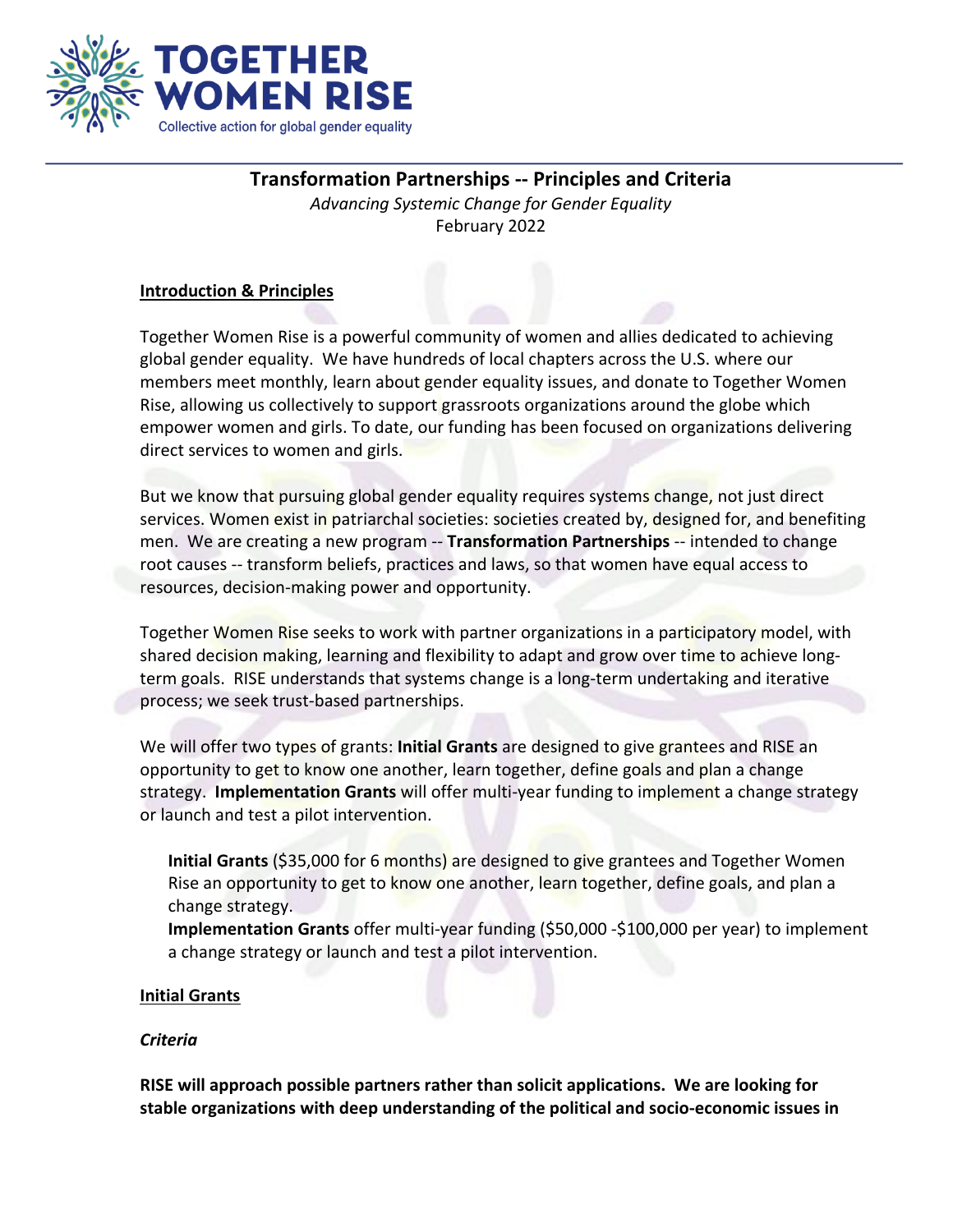TOGETHER WOMEN RISE

Collective action for global gender equality

# Transformation Partnerships -- Principles and Criteria

*Advancing Systemic Change for Gender Equality*

February 2022

## Introduction & Principles

Together Women Rise is a powerful community of women and allies dedicated to achieving global gender equality. We have hundreds of local chapters across the U.S. where our members meet monthly, learn about gender equality issues, and donate to Together Women Rise, allowing us collectively to support grassroots organizations around the globe which empower women and girls. To date, our funding has been focused on organizations delivering direct services to women and girls.

But we know that pursuing global gender equality requires systems change, not just direct services. Women exist in patriarchal societies: societies created by, designed for, and benefiting men. We are creating a new program -- **Transformation Partnerships** -- intended to change root causes -- transform beliefs, practices and laws, so that women have equal access to resources, decision-making power and opportunity.

Together Women Rise seeks to work with partner organizations in a participatory model, with shared decision making, learning and flexibility to adapt and grow over time to achieve long-term goals. RISE understands that systems change is a long-term undertaking and iterative process; we seek trust-based partnerships.

We will offer two types of grants: **Initial Grants** are designed to give grantees and RISE an opportunity to get to know one another, learn together, define goals and plan a change strategy. **Implementation Grants** will offer multi-year funding to implement a change strategy or launch and test a pilot intervention.

**Initial Grants** ($35,000 for 6 months) are designed to give grantees and Together Women Rise an opportunity to get to know one another, learn together, define goals, and plan a change strategy.
**Implementation Grants** offer multi-year funding ($50,000 -$100,000 per year) to implement a change strategy or launch and test a pilot intervention.

## Initial Grants

### *Criteria*

**RISE will approach possible partners rather than solicit applications. We are looking for stable organizations with deep understanding of the political and socio-economic issues in**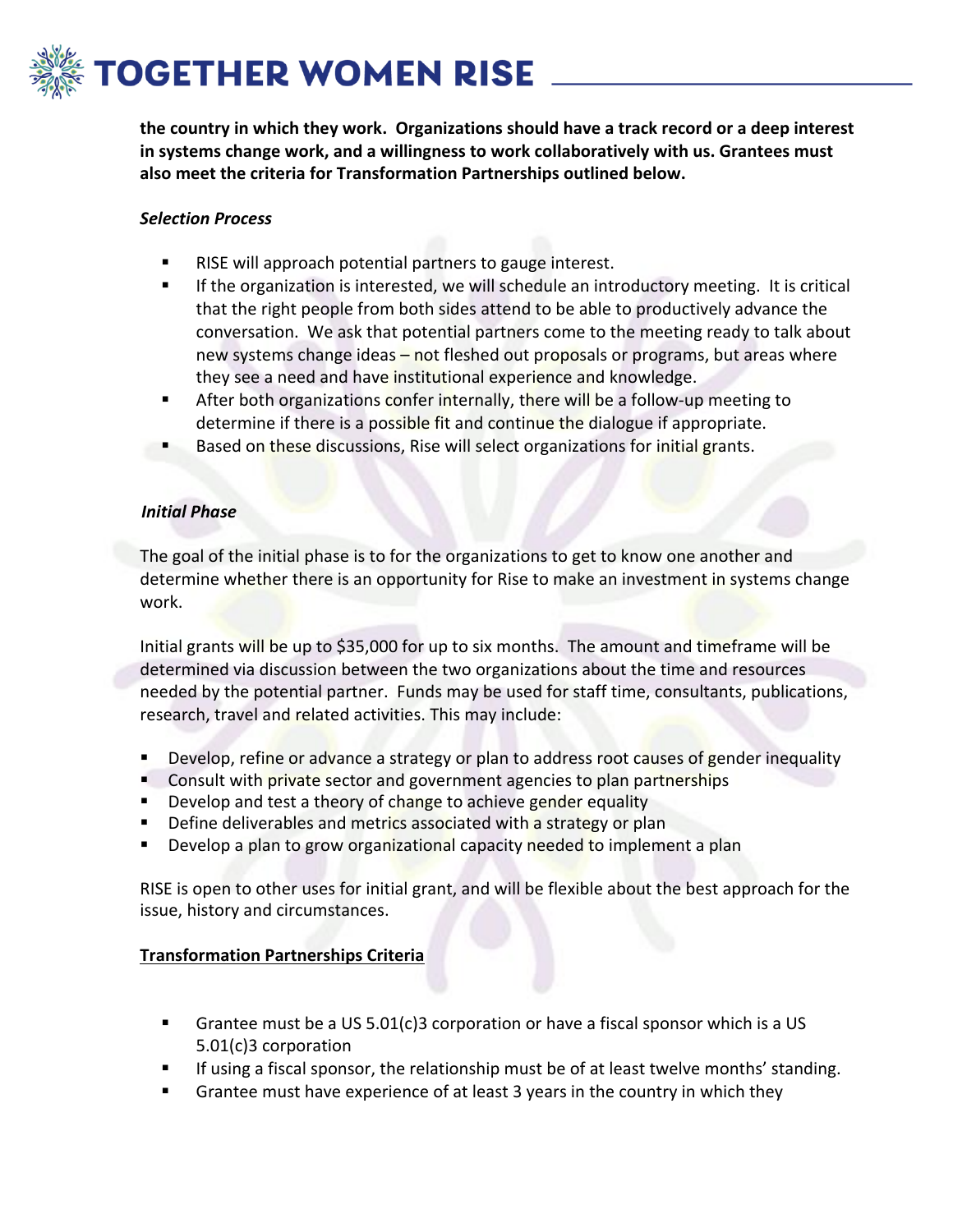**the country in which they work. Organizations should have a track record or a deep interest in systems change work, and a willingness to work collaboratively with us. Grantees must also meet the criteria for Transformation Partnerships outlined below.**

***Selection Process***

- RISE will approach potential partners to gauge interest.
- If the organization is interested, we will schedule an introductory meeting. It is critical that the right people from both sides attend to be able to productively advance the conversation. We ask that potential partners come to the meeting ready to talk about new systems change ideas – not fleshed out proposals or programs, but areas where they see a need and have institutional experience and knowledge.
- After both organizations confer internally, there will be a follow-up meeting to determine if there is a possible fit and continue the dialogue if appropriate.
- Based on these discussions, Rise will select organizations for initial grants.

***Initial Phase***

The goal of the initial phase is to for the organizations to get to know one another and determine whether there is an opportunity for Rise to make an investment in systems change work.

Initial grants will be up to $35,000 for up to six months. The amount and timeframe will be determined via discussion between the two organizations about the time and resources needed by the potential partner. Funds may be used for staff time, consultants, publications, research, travel and related activities. This may include:

- Develop, refine or advance a strategy or plan to address root causes of gender inequality
- Consult with private sector and government agencies to plan partnerships
- Develop and test a theory of change to achieve gender equality
- Define deliverables and metrics associated with a strategy or plan
- Develop a plan to grow organizational capacity needed to implement a plan

RISE is open to other uses for initial grant, and will be flexible about the best approach for the issue, history and circumstances.

**Transformation Partnerships Criteria**

- Grantee must be a US 5.01(c)3 corporation or have a fiscal sponsor which is a US 5.01(c)3 corporation
- If using a fiscal sponsor, the relationship must be of at least twelve months' standing.
- Grantee must have experience of at least 3 years in the country in which they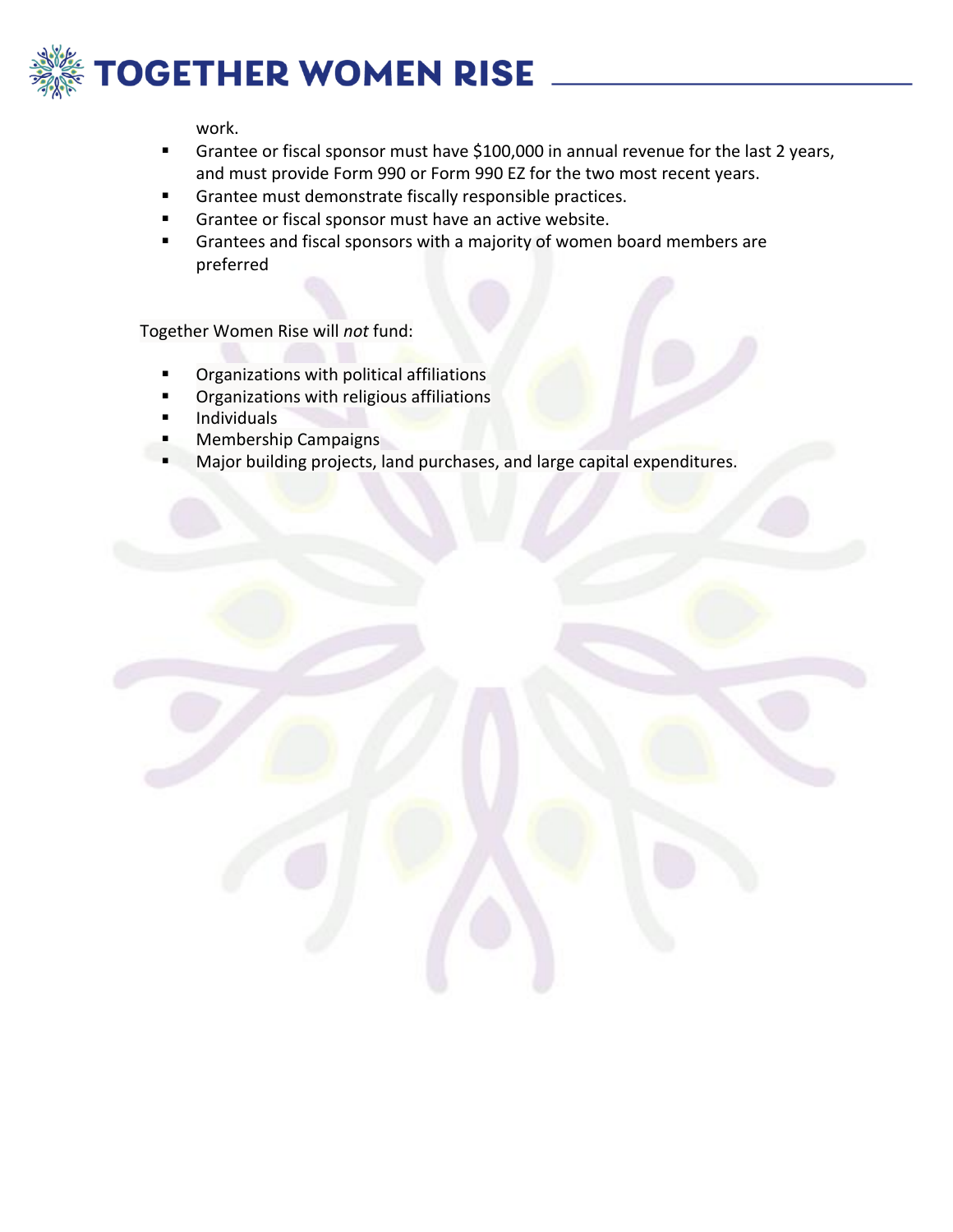work.

- Grantee or fiscal sponsor must have $100,000 in annual revenue for the last 2 years, and must provide Form 990 or Form 990 EZ for the two most recent years.
- Grantee must demonstrate fiscally responsible practices.
- Grantee or fiscal sponsor must have an active website.
- Grantees and fiscal sponsors with a majority of women board members are preferred

Together Women Rise will *not* fund:

- Organizations with political affiliations
- Organizations with religious affiliations
- Individuals
- Membership Campaigns
- Major building projects, land purchases, and large capital expenditures.